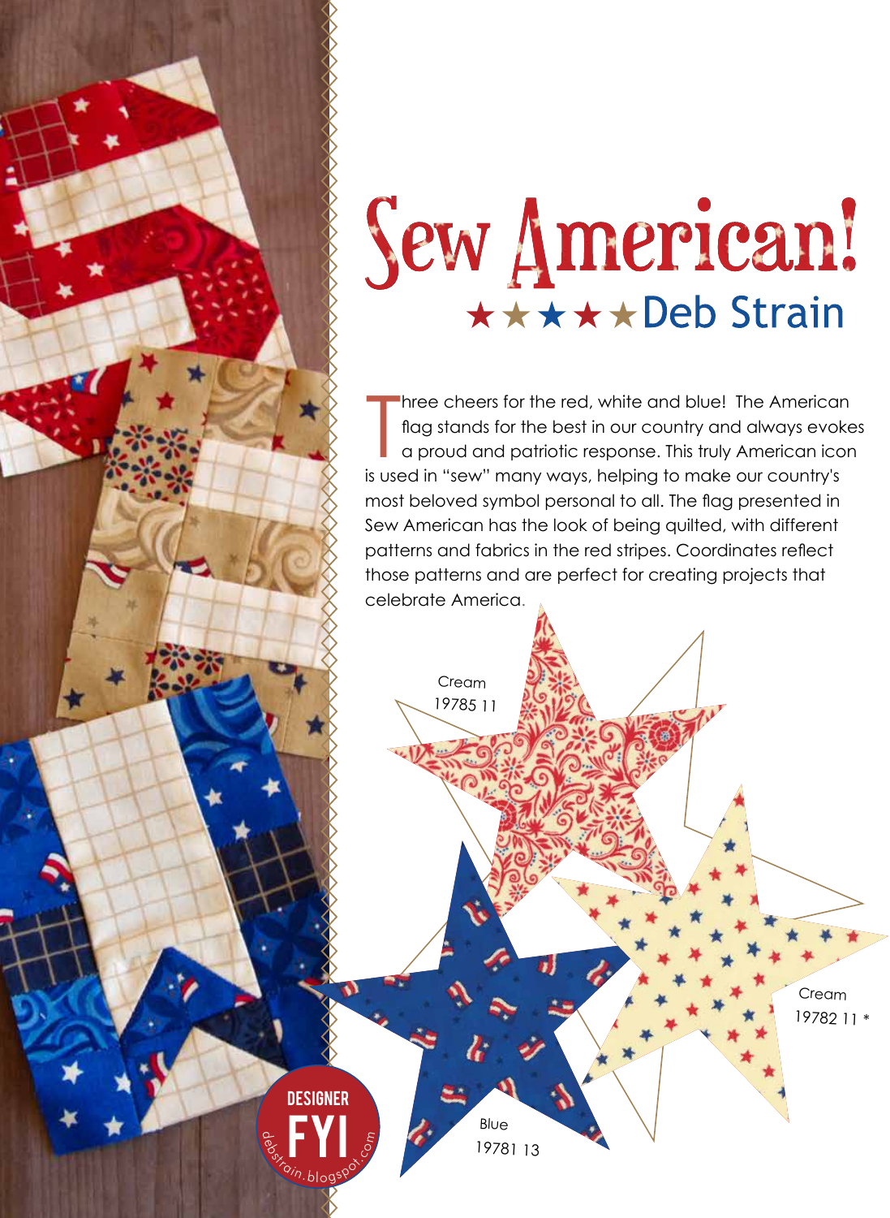# Sew American!

★★★★★ Deb Strain

Three cheers for the red, white and blue! The American flag stands for the best in our country and always evokes a proud and patriotic response. This truly American icon is used in "sew" many ways, helping to make our country's most beloved symbol personal to all. The flag presented in Sew American has the look of being quilted, with different patterns and fabrics in the red stripes. Coordinates reflect those patterns and are perfect for creating projects that celebrate America.

Cream
19785 11

Cream
19782 11 *

Blue
19781 13

DESIGNER FYI
debstrain.blogspot.com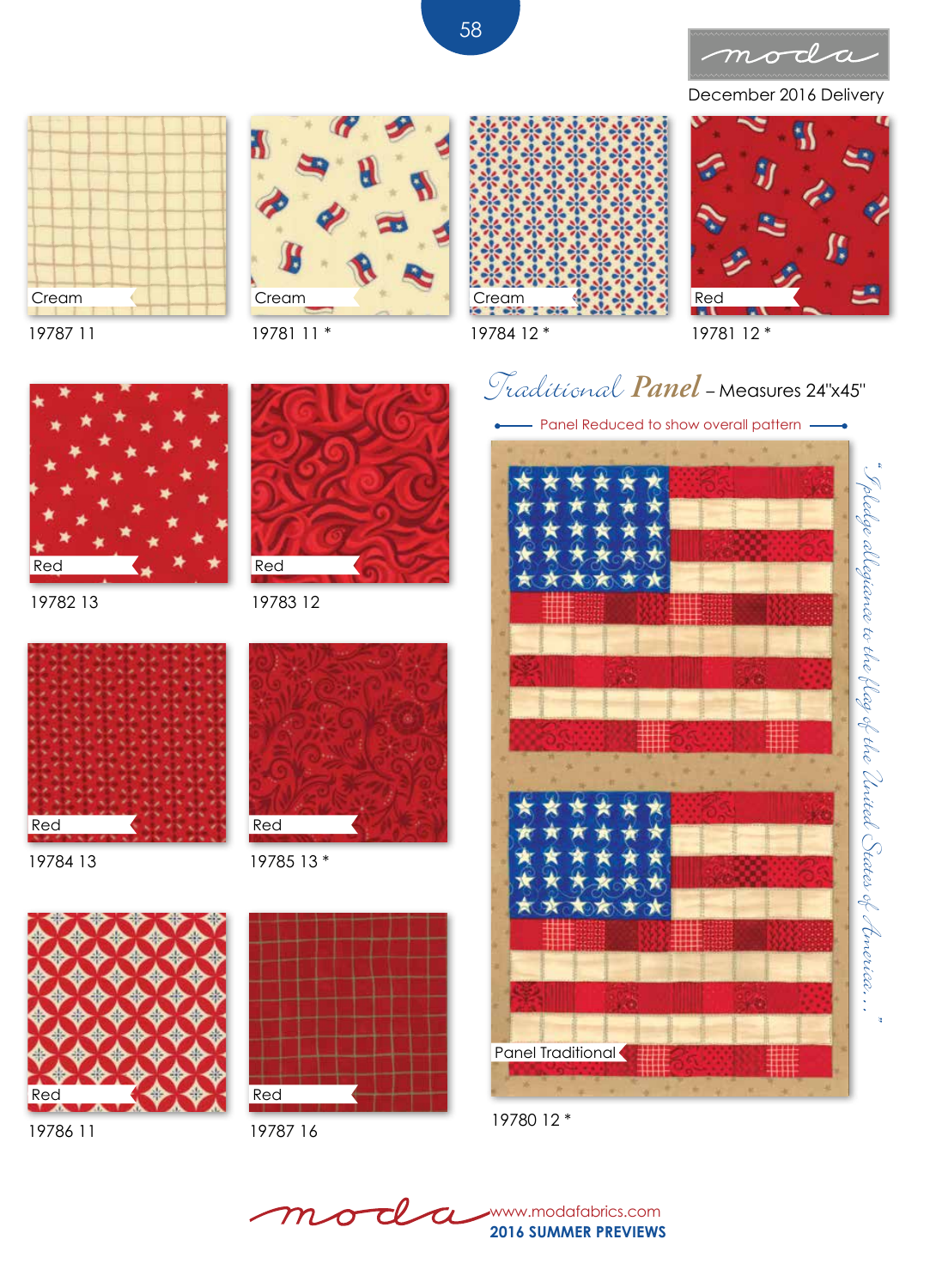December 2016 Delivery

Cream

19787 11

Cream

19781 11 *

Cream

19784 12 *

Red

19781 12 *

Red

19782 13

Red

19783 12

Red

19784 13

Red

19785 13 *

Red

19786 11

Red

19787 16

## *Traditional* Panel – Measures 24"x45"

Panel Reduced to show overall pattern

Panel Traditional

19780 12 *

*"I pledge allegiance to the flag of the United States of America..."*

www.modafabrics.com

**2016 SUMMER PREVIEWS**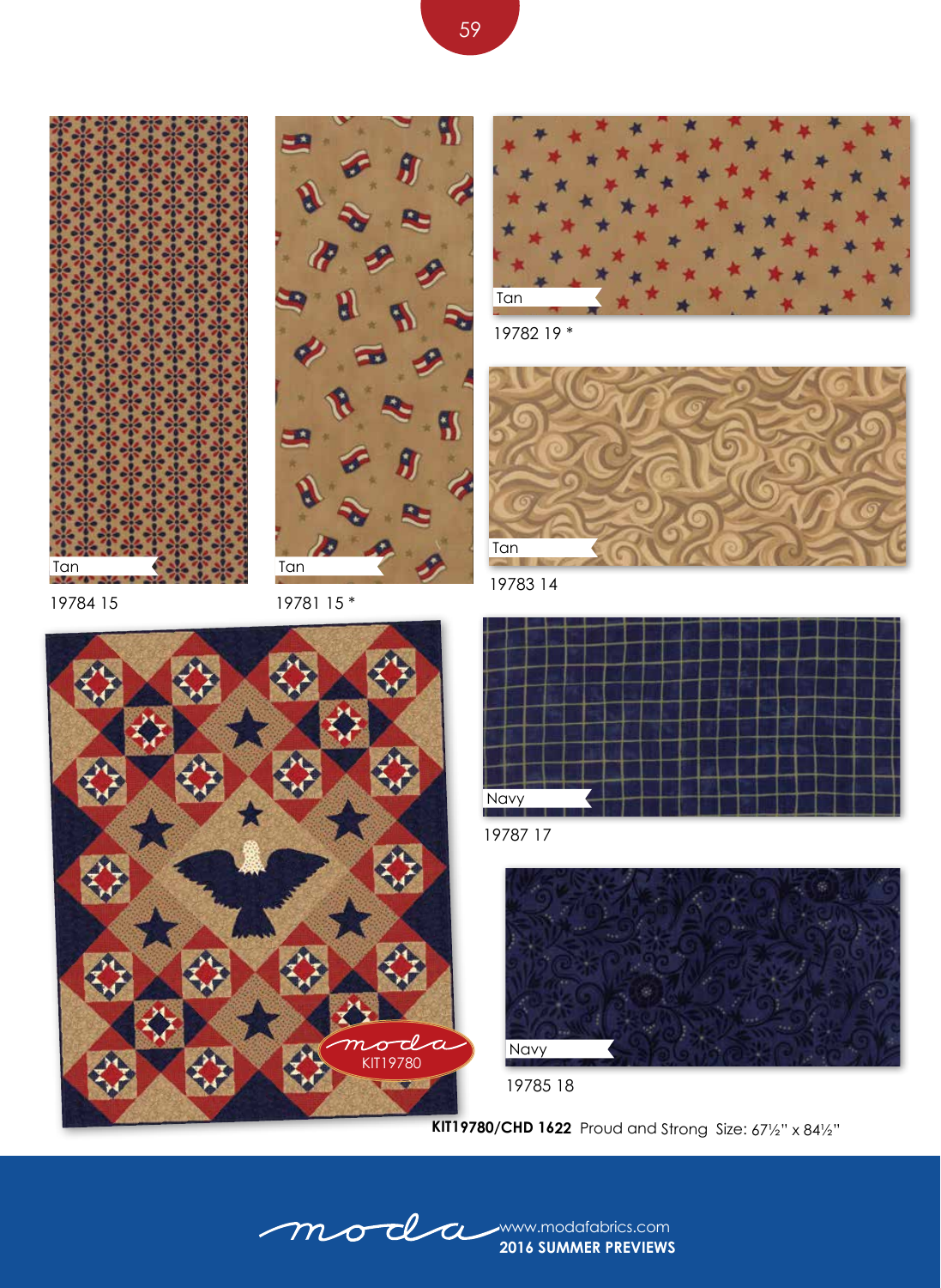Tan

19784 15

Tan

19781 15 *

Tan

19782 19 *

Tan

19783 14

moda KIT19780

Navy

19787 17

Navy

19785 18

**KIT19780/CHD 1622** Proud and Strong Size: 67½" x 84½"

moda www.modafabrics.com
**2016 SUMMER PREVIEWS**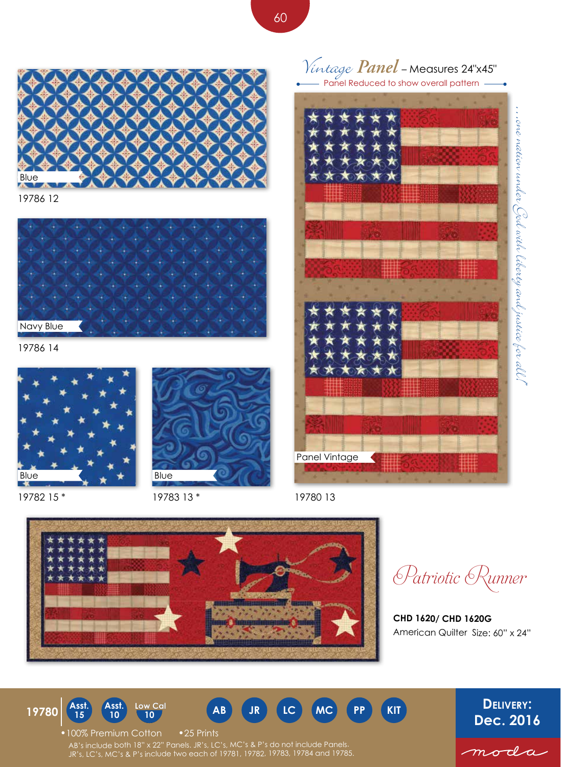Blue

19786 12

Navy Blue

19786 14

Blue

19782 15 *

Blue

19783 13 *

## *Vintage* **Panel** – Measures 24"x45"

Panel Reduced to show overall pattern

Panel Vintage

19780 13

*...one nation under God with liberty and justice for all!*

## *Patriotic Runner*

**CHD 1620/ CHD 1620G**

American Quilter Size: 60" x 24"

**19780** Asst. 15 Asst. 10 Low Cal 10 AB JR LC MC PP KIT

• 100% Premium Cotton • 25 Prints

AB's include both 18" x 22" Panels. JR's, LC's, MC's & P's do not include Panels.
JR's, LC's, MC's & P's include two each of 19781, 19782, 19783, 19784 and 19785.

**Delivery: Dec. 2016**

moda